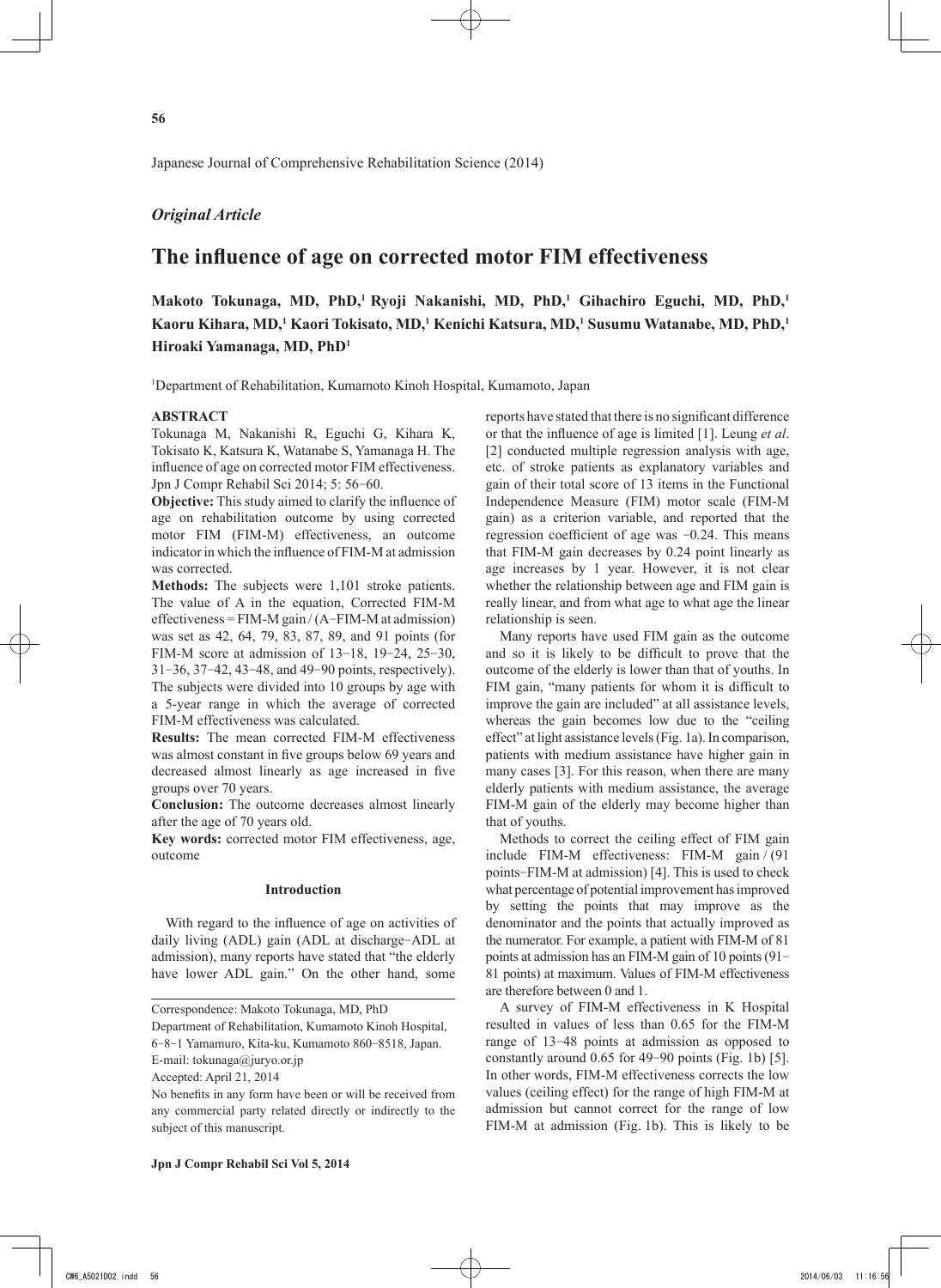*Original Article*

# The influence of age on corrected motor FIM effectiveness

**Makoto Tokunaga, MD, PhD,[1] Ryoji Nakanishi, MD, PhD,[1] Gihachiro Eguchi, MD, PhD,[1] Kaoru Kihara, MD,[1] Kaori Tokisato, MD,[1] Kenichi Katsura, MD,[1] Susumu Watanabe, MD, PhD,[1] Hiroaki Yamanaga, MD, PhD[1]**

[1]Department of Rehabilitation, Kumamoto Kinoh Hospital, Kumamoto, Japan

### ABSTRACT

Tokunaga M, Nakanishi R, Eguchi G, Kihara K, Tokisato K, Katsura K, Watanabe S, Yamanaga H. The influence of age on corrected motor FIM effectiveness. Jpn J Compr Rehabil Sci 2014; 5: 56−60.

**Objective:** This study aimed to clarify the influence of age on rehabilitation outcome by using corrected motor FIM (FIM-M) effectiveness, an outcome indicator in which the influence of FIM-M at admission was corrected.

**Methods:** The subjects were 1,101 stroke patients. The value of A in the equation, Corrected FIM-M effectiveness = FIM-M gain / (A−FIM-M at admission) was set as 42, 64, 79, 83, 87, 89, and 91 points (for FIM-M score at admission of 13−18, 19−24, 25−30, 31−36, 37−42, 43−48, and 49−90 points, respectively). The subjects were divided into 10 groups by age with a 5-year range in which the average of corrected FIM-M effectiveness was calculated.

**Results:** The mean corrected FIM-M effectiveness was almost constant in five groups below 69 years and decreased almost linearly as age increased in five groups over 70 years.

**Conclusion:** The outcome decreases almost linearly after the age of 70 years old.

**Key words:** corrected motor FIM effectiveness, age, outcome

Correspondence: Makoto Tokunaga, MD, PhD
Department of Rehabilitation, Kumamoto Kinoh Hospital, 6−8−1 Yamamuro, Kita-ku, Kumamoto 860−8518, Japan.
E-mail: tokunaga@juryo.or.jp
Accepted: April 21, 2014
No benefits in any form have been or will be received from any commercial party related directly or indirectly to the subject of this manuscript.

## Introduction

With regard to the influence of age on activities of daily living (ADL) gain (ADL at discharge−ADL at admission), many reports have stated that "the elderly have lower ADL gain." On the other hand, some reports have stated that there is no significant difference or that the influence of age is limited [1]. Leung *et al*. [2] conducted multiple regression analysis with age, etc. of stroke patients as explanatory variables and gain of their total score of 13 items in the Functional Independence Measure (FIM) motor scale (FIM-M gain) as a criterion variable, and reported that the regression coefficient of age was −0.24. This means that FIM-M gain decreases by 0.24 point linearly as age increases by 1 year. However, it is not clear whether the relationship between age and FIM gain is really linear, and from what age to what age the linear relationship is seen.

Many reports have used FIM gain as the outcome and so it is likely to be difficult to prove that the outcome of the elderly is lower than that of youths. In FIM gain, "many patients for whom it is difficult to improve the gain are included" at all assistance levels, whereas the gain becomes low due to the "ceiling effect" at light assistance levels (Fig. 1a). In comparison, patients with medium assistance have higher gain in many cases [3]. For this reason, when there are many elderly patients with medium assistance, the average FIM-M gain of the elderly may become higher than that of youths.

Methods to correct the ceiling effect of FIM gain include FIM-M effectiveness: FIM-M gain / (91 points−FIM-M at admission) [4]. This is used to check what percentage of potential improvement has improved by setting the points that may improve as the denominator and the points that actually improved as the numerator. For example, a patient with FIM-M of 81 points at admission has an FIM-M gain of 10 points (91−81 points) at maximum. Values of FIM-M effectiveness are therefore between 0 and 1.

A survey of FIM-M effectiveness in K Hospital resulted in values of less than 0.65 for the FIM-M range of 13−48 points at admission as opposed to constantly around 0.65 for 49−90 points (Fig. 1b) [5]. In other words, FIM-M effectiveness corrects the low values (ceiling effect) for the range of high FIM-M at admission but cannot correct for the range of low FIM-M at admission (Fig. 1b). This is likely to be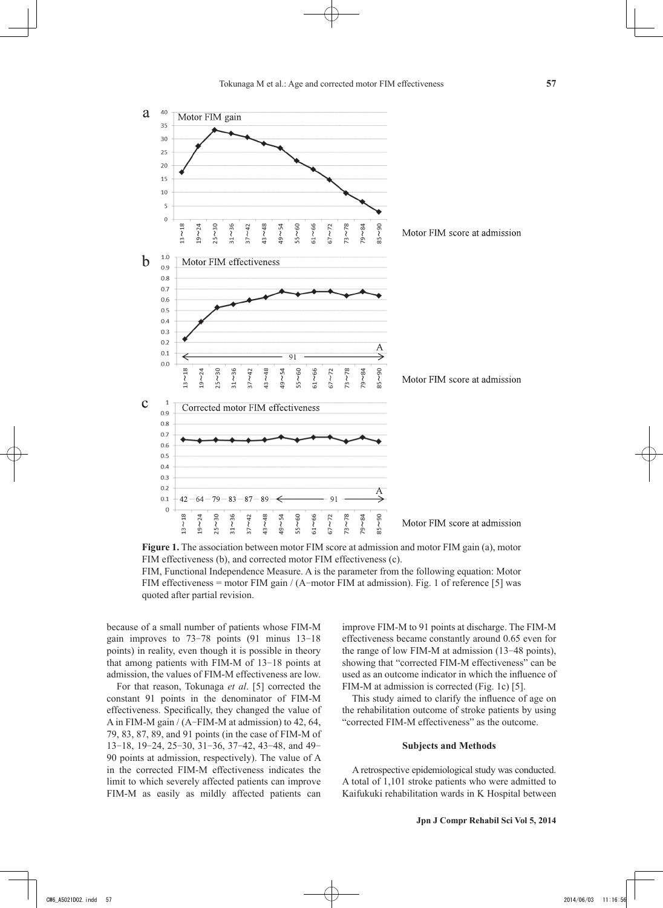**Figure 1.** The association between motor FIM score at admission and motor FIM gain (a), motor FIM effectiveness (b), and corrected motor FIM effectiveness (c).

FIM, Functional Independence Measure. A is the parameter from the following equation: Motor FIM effectiveness = motor FIM gain / (A−motor FIM at admission). Fig. 1 of reference [5] was quoted after partial revision.

because of a small number of patients whose FIM-M gain improves to 73−78 points (91 minus 13−18 points) in reality, even though it is possible in theory that among patients with FIM-M of 13−18 points at admission, the values of FIM-M effectiveness are low.

For that reason, Tokunaga *et al*. [5] corrected the constant 91 points in the denominator of FIM-M effectiveness. Specifically, they changed the value of A in FIM-M gain / (A−FIM-M at admission) to 42, 64, 79, 83, 87, 89, and 91 points (in the case of FIM-M of 13−18, 19−24, 25−30, 31−36, 37−42, 43−48, and 49−90 points at admission, respectively). The value of A in the corrected FIM-M effectiveness indicates the limit to which severely affected patients can improve FIM-M as easily as mildly affected patients can improve FIM-M to 91 points at discharge. The FIM-M effectiveness became constantly around 0.65 even for the range of low FIM-M at admission (13−48 points), showing that "corrected FIM-M effectiveness" can be used as an outcome indicator in which the influence of FIM-M at admission is corrected (Fig. 1c) [5].

This study aimed to clarify the influence of age on the rehabilitation outcome of stroke patients by using "corrected FIM-M effectiveness" as the outcome.

## Subjects and Methods

A retrospective epidemiological study was conducted. A total of 1,101 stroke patients who were admitted to Kaifukuki rehabilitation wards in K Hospital between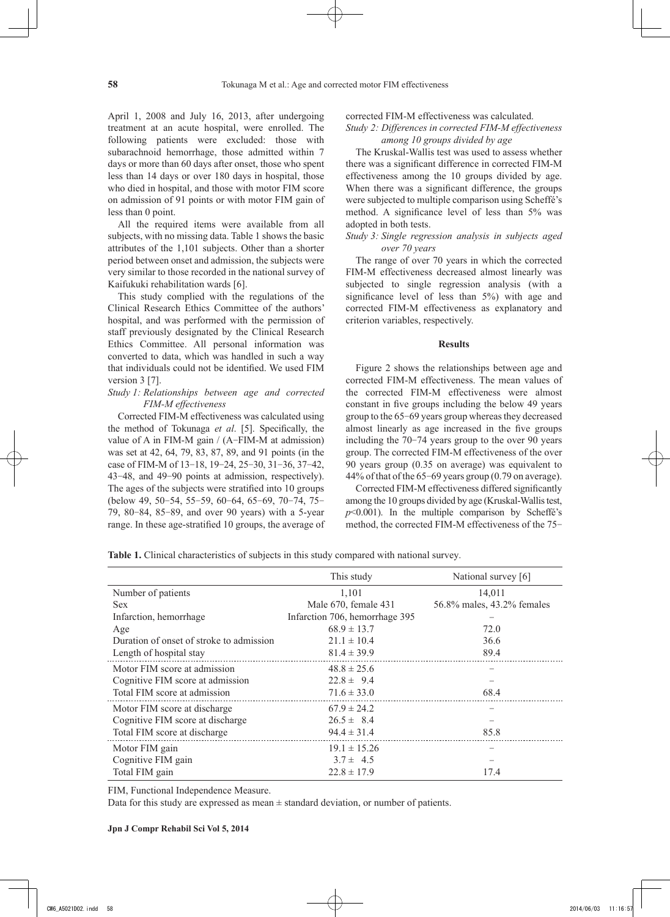April 1, 2008 and July 16, 2013, after undergoing treatment at an acute hospital, were enrolled. The following patients were excluded: those with subarachnoid hemorrhage, those admitted within 7 days or more than 60 days after onset, those who spent less than 14 days or over 180 days in hospital, those who died in hospital, and those with motor FIM score on admission of 91 points or with motor FIM gain of less than 0 point.

All the required items were available from all subjects, with no missing data. Table 1 shows the basic attributes of the 1,101 subjects. Other than a shorter period between onset and admission, the subjects were very similar to those recorded in the national survey of Kaifukuki rehabilitation wards [6].

This study complied with the regulations of the Clinical Research Ethics Committee of the authors' hospital, and was performed with the permission of staff previously designated by the Clinical Research Ethics Committee. All personal information was converted to data, which was handled in such a way that individuals could not be identified. We used FIM version 3 [7].

*Study 1: Relationships between age and corrected FIM-M effectiveness*

Corrected FIM-M effectiveness was calculated using the method of Tokunaga *et al*. [5]. Specifically, the value of A in FIM-M gain / (A−FIM-M at admission) was set at 42, 64, 79, 83, 87, 89, and 91 points (in the case of FIM-M of 13−18, 19−24, 25−30, 31−36, 37−42, 43−48, and 49−90 points at admission, respectively). The ages of the subjects were stratified into 10 groups (below 49, 50−54, 55−59, 60−64, 65−69, 70−74, 75−79, 80−84, 85−89, and over 90 years) with a 5-year range. In these age-stratified 10 groups, the average of corrected FIM-M effectiveness was calculated.

*Study 2: Differences in corrected FIM-M effectiveness among 10 groups divided by age*

The Kruskal-Wallis test was used to assess whether there was a significant difference in corrected FIM-M effectiveness among the 10 groups divided by age. When there was a significant difference, the groups were subjected to multiple comparison using Scheffé's method. A significance level of less than 5% was adopted in both tests.

*Study 3: Single regression analysis in subjects aged over 70 years*

The range of over 70 years in which the corrected FIM-M effectiveness decreased almost linearly was subjected to single regression analysis (with a significance level of less than 5%) with age and corrected FIM-M effectiveness as explanatory and criterion variables, respectively.

## Results

Figure 2 shows the relationships between age and corrected FIM-M effectiveness. The mean values of the corrected FIM-M effectiveness were almost constant in five groups including the below 49 years group to the 65−69 years group whereas they decreased almost linearly as age increased in the five groups including the 70−74 years group to the over 90 years group. The corrected FIM-M effectiveness of the over 90 years group (0.35 on average) was equivalent to 44% of that of the 65−69 years group (0.79 on average).

Corrected FIM-M effectiveness differed significantly among the 10 groups divided by age (Kruskal-Wallis test, $p<0.001$). In the multiple comparison by Scheffé's method, the corrected FIM-M effectiveness of the 75−

**Table 1.** Clinical characteristics of subjects in this study compared with national survey.

| | This study | National survey [6] |
|---|---|---|
| Number of patients | 1,101 | 14,011 |
| Sex | Male 670, female 431 | 56.8% males, 43.2% females |
| Infarction, hemorrhage | Infarction 706, hemorrhage 395 | − |
| Age | 68.9 ± 13.7 | 72.0 |
| Duration of onset of stroke to admission | 21.1 ± 10.4 | 36.6 |
| Length of hospital stay | 81.4 ± 39.9 | 89.4 |
| Motor FIM score at admission | 48.8 ± 25.6 | − |
| Cognitive FIM score at admission | 22.8 ± 9.4 | − |
| Total FIM score at admission | 71.6 ± 33.0 | 68.4 |
| Motor FIM score at discharge | 67.9 ± 24.2 | − |
| Cognitive FIM score at discharge | 26.5 ± 8.4 | − |
| Total FIM score at discharge | 94.4 ± 31.4 | 85.8 |
| Motor FIM gain | 19.1 ± 15.26 | − |
| Cognitive FIM gain | 3.7 ± 4.5 | − |
| Total FIM gain | 22.8 ± 17.9 | 17.4 |

FIM, Functional Independence Measure.

Data for this study are expressed as mean ± standard deviation, or number of patients.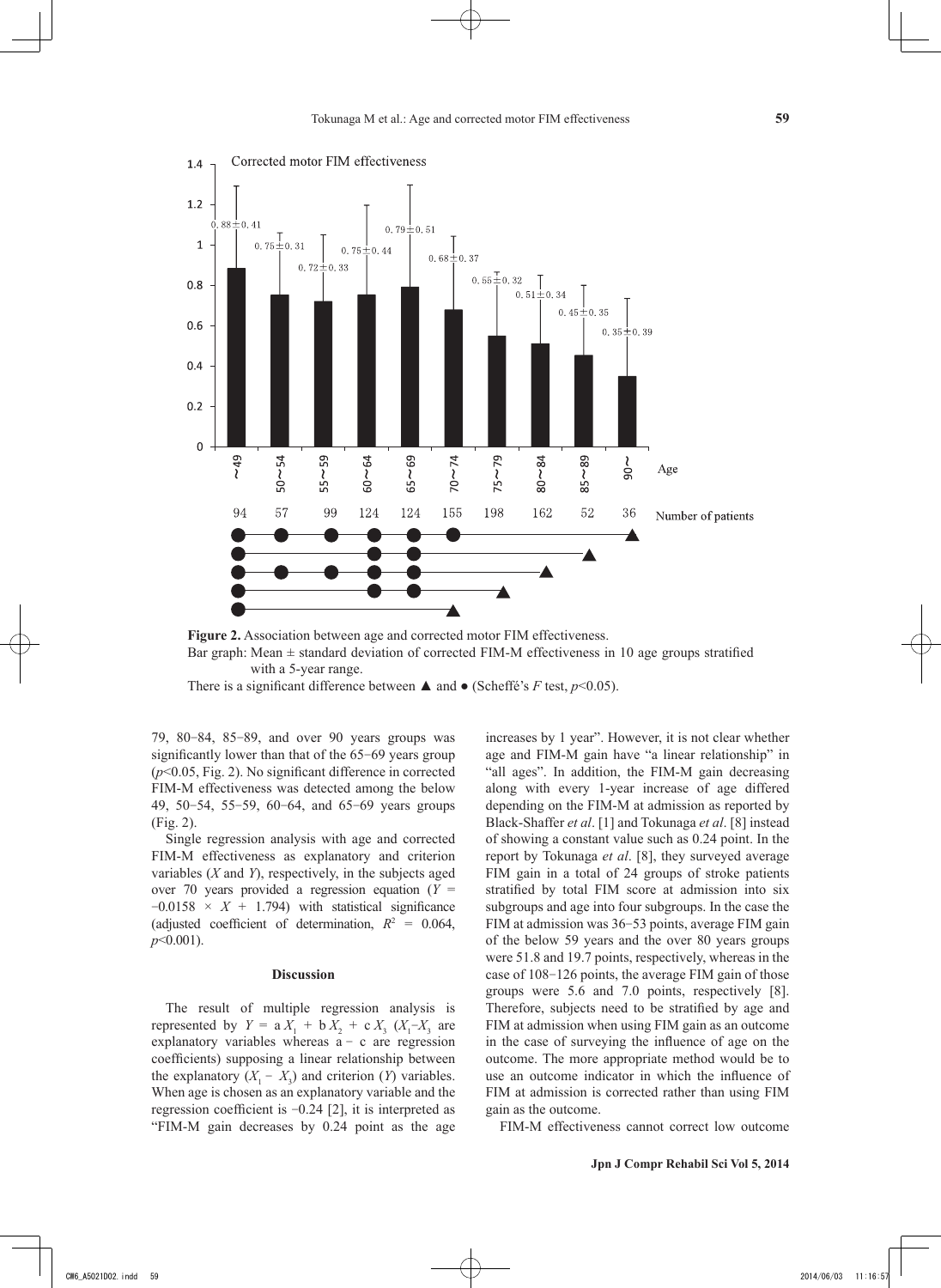**Figure 2.** Association between age and corrected motor FIM effectiveness.
Bar graph: Mean ± standard deviation of corrected FIM-M effectiveness in 10 age groups stratified with a 5-year range.
There is a significant difference between ▲ and ● (Scheffé's $F$ test, $p<0.05$).

79, 80−84, 85−89, and over 90 years groups was significantly lower than that of the 65−69 years group ($p<0.05$, Fig. 2). No significant difference in corrected FIM-M effectiveness was detected among the below 49, 50−54, 55−59, 60−64, and 65−69 years groups (Fig. 2).

Single regression analysis with age and corrected FIM-M effectiveness as explanatory and criterion variables ($X$ and $Y$), respectively, in the subjects aged over 70 years provided a regression equation ($Y = -0.0158 \times X + 1.794$) with statistical significance (adjusted coefficient of determination, $R^2 = 0.064$, $p<0.001$).

## Discussion

The result of multiple regression analysis is represented by $Y = aX_1 + bX_2 + cX_3$ ($X_1$−$X_3$ are explanatory variables whereas a − c are regression coefficients) supposing a linear relationship between the explanatory ($X_1 - X_3$) and criterion ($Y$) variables. When age is chosen as an explanatory variable and the regression coefficient is −0.24 [2], it is interpreted as "FIM-M gain decreases by 0.24 point as the age increases by 1 year". However, it is not clear whether age and FIM-M gain have "a linear relationship" in "all ages". In addition, the FIM-M gain decreasing along with every 1-year increase of age differed depending on the FIM-M at admission as reported by Black-Shaffer *et al*. [1] and Tokunaga *et al*. [8] instead of showing a constant value such as 0.24 point. In the report by Tokunaga *et al*. [8], they surveyed average FIM gain in a total of 24 groups of stroke patients stratified by total FIM score at admission into six subgroups and age into four subgroups. In the case the FIM at admission was 36−53 points, average FIM gain of the below 59 years and the over 80 years groups were 51.8 and 19.7 points, respectively, whereas in the case of 108−126 points, the average FIM gain of those groups were 5.6 and 7.0 points, respectively [8]. Therefore, subjects need to be stratified by age and FIM at admission when using FIM gain as an outcome in the case of surveying the influence of age on the outcome. The more appropriate method would be to use an outcome indicator in which the influence of FIM at admission is corrected rather than using FIM gain as the outcome.

FIM-M effectiveness cannot correct low outcome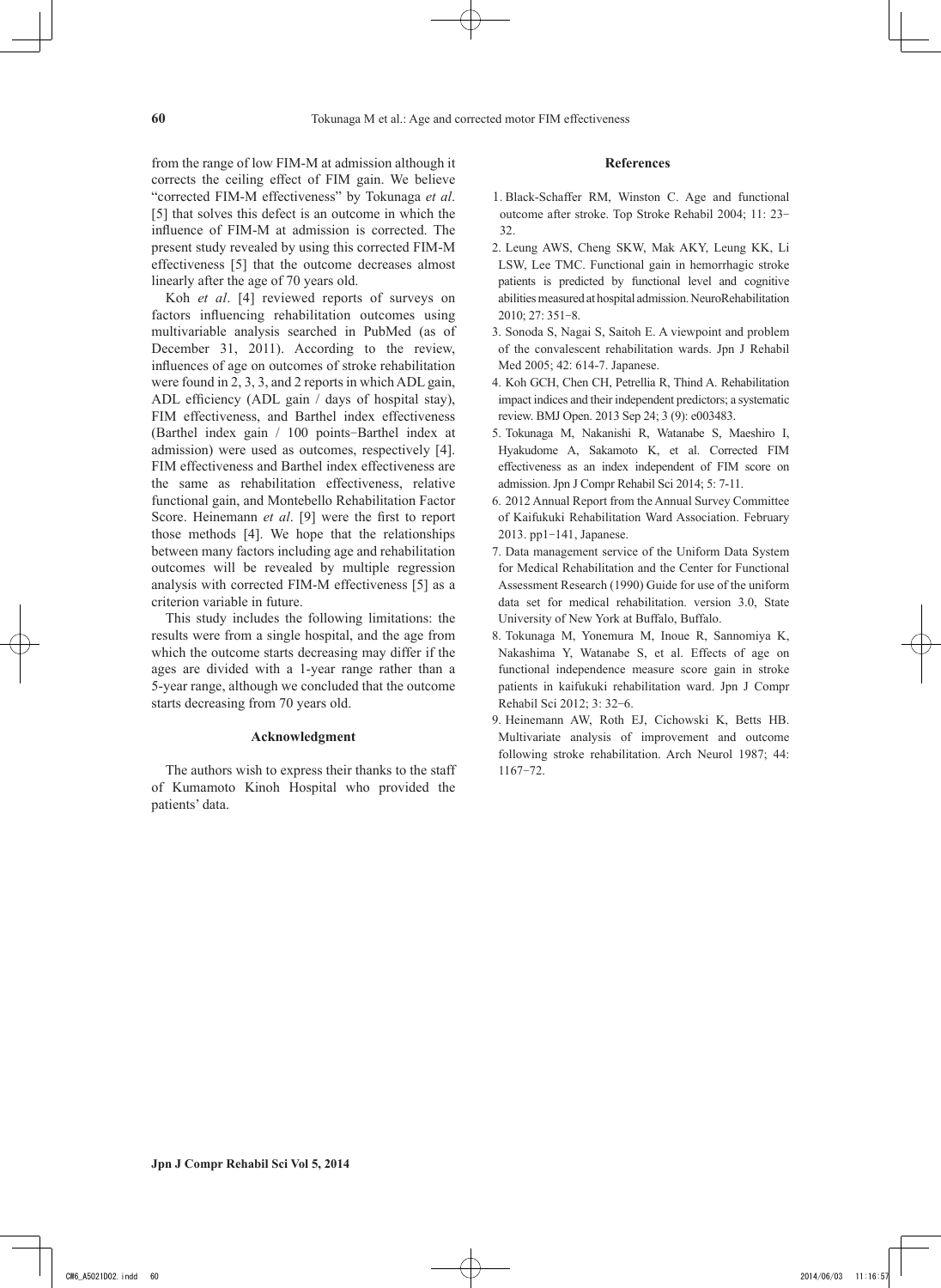from the range of low FIM-M at admission although it corrects the ceiling effect of FIM gain. We believe "corrected FIM-M effectiveness" by Tokunaga *et al*. [5] that solves this defect is an outcome in which the influence of FIM-M at admission is corrected. The present study revealed by using this corrected FIM-M effectiveness [5] that the outcome decreases almost linearly after the age of 70 years old.

Koh *et al*. [4] reviewed reports of surveys on factors influencing rehabilitation outcomes using multivariable analysis searched in PubMed (as of December 31, 2011). According to the review, influences of age on outcomes of stroke rehabilitation were found in 2, 3, 3, and 2 reports in which ADL gain, ADL efficiency (ADL gain / days of hospital stay), FIM effectiveness, and Barthel index effectiveness (Barthel index gain / 100 points−Barthel index at admission) were used as outcomes, respectively [4]. FIM effectiveness and Barthel index effectiveness are the same as rehabilitation effectiveness, relative functional gain, and Montebello Rehabilitation Factor Score. Heinemann *et al*. [9] were the first to report those methods [4]. We hope that the relationships between many factors including age and rehabilitation outcomes will be revealed by multiple regression analysis with corrected FIM-M effectiveness [5] as a criterion variable in future.

This study includes the following limitations: the results were from a single hospital, and the age from which the outcome starts decreasing may differ if the ages are divided with a 1-year range rather than a 5-year range, although we concluded that the outcome starts decreasing from 70 years old.

## Acknowledgment

The authors wish to express their thanks to the staff of Kumamoto Kinoh Hospital who provided the patients' data.

## References

1. Black-Schaffer RM, Winston C. Age and functional outcome after stroke. Top Stroke Rehabil 2004; 11: 23−32.
2. Leung AWS, Cheng SKW, Mak AKY, Leung KK, Li LSW, Lee TMC. Functional gain in hemorrhagic stroke patients is predicted by functional level and cognitive abilities measured at hospital admission. NeuroRehabilitation 2010; 27: 351−8.
3. Sonoda S, Nagai S, Saitoh E. A viewpoint and problem of the convalescent rehabilitation wards. Jpn J Rehabil Med 2005; 42: 614-7. Japanese.
4. Koh GCH, Chen CH, Petrellia R, Thind A. Rehabilitation impact indices and their independent predictors; a systematic review. BMJ Open. 2013 Sep 24; 3 (9): e003483.
5. Tokunaga M, Nakanishi R, Watanabe S, Maeshiro I, Hyakudome A, Sakamoto K, et al. Corrected FIM effectiveness as an index independent of FIM score on admission. Jpn J Compr Rehabil Sci 2014; 5: 7-11.
6. 2012 Annual Report from the Annual Survey Committee of Kaifukuki Rehabilitation Ward Association. February 2013. pp1−141, Japanese.
7. Data management service of the Uniform Data System for Medical Rehabilitation and the Center for Functional Assessment Research (1990) Guide for use of the uniform data set for medical rehabilitation. version 3.0, State University of New York at Buffalo, Buffalo.
8. Tokunaga M, Yonemura M, Inoue R, Sannomiya K, Nakashima Y, Watanabe S, et al. Effects of age on functional independence measure score gain in stroke patients in kaifukuki rehabilitation ward. Jpn J Compr Rehabil Sci 2012; 3: 32−6.
9. Heinemann AW, Roth EJ, Cichowski K, Betts HB. Multivariate analysis of improvement and outcome following stroke rehabilitation. Arch Neurol 1987; 44: 1167−72.